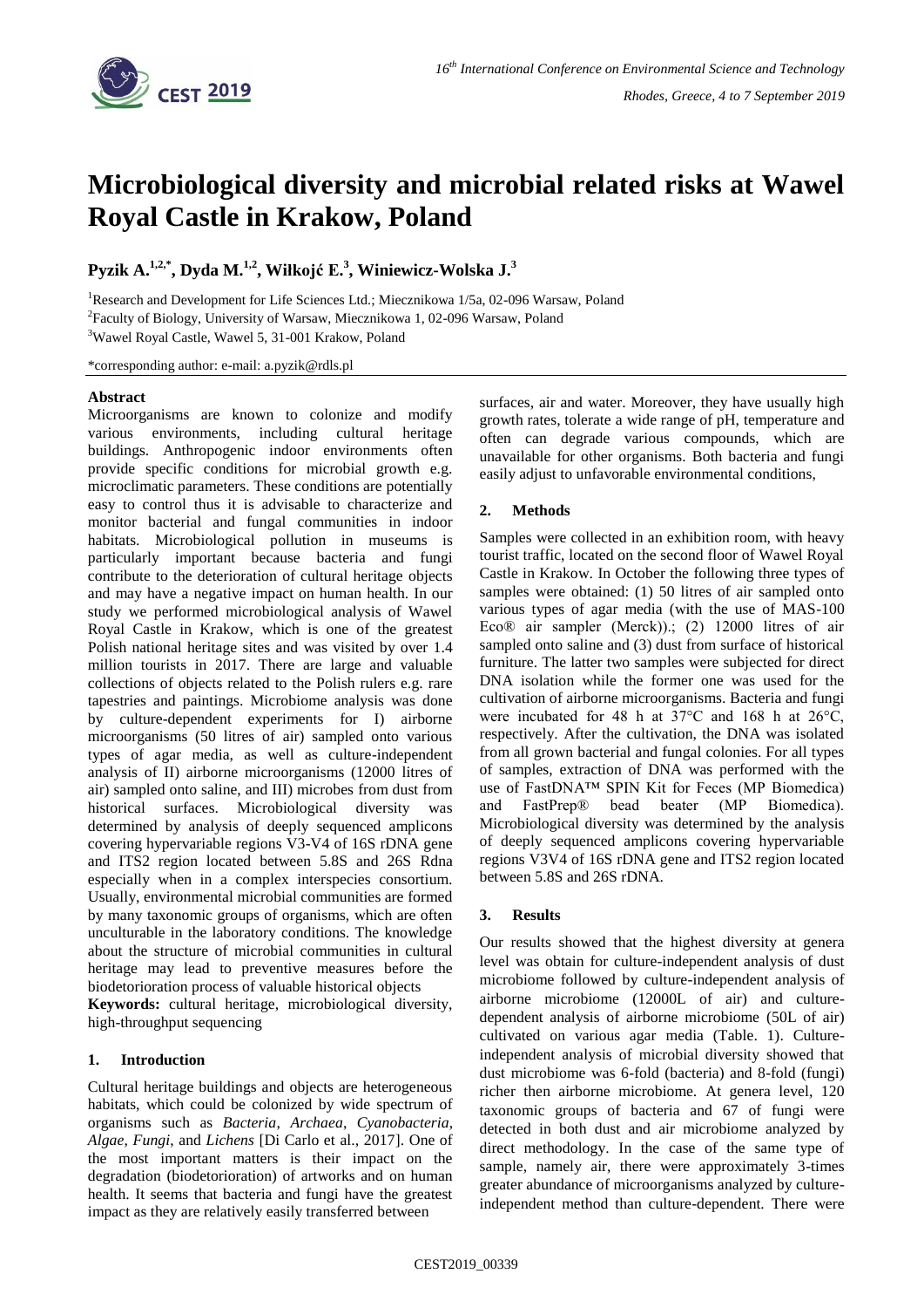# Microbiological diversity and microbial related risks at Wawel Royal Castle in Krakow, Poland

**Pyzik A.[1,2,*], Dyda M.[1,2], Wiłkojć E.[3], Winiewicz-Wolska J.[3]**

[1]Research and Development for Life Sciences Ltd.; Miecznikowa 1/5a, 02-096 Warsaw, Poland

[2]Faculty of Biology, University of Warsaw, Miecznikowa 1, 02-096 Warsaw, Poland

[3]Wawel Royal Castle, Wawel 5, 31-001 Krakow, Poland

*corresponding author: e-mail: a.pyzik@rdls.pl

## Abstract

Microorganisms are known to colonize and modify various environments, including cultural heritage buildings. Anthropogenic indoor environments often provide specific conditions for microbial growth e.g. microclimatic parameters. These conditions are potentially easy to control thus it is advisable to characterize and monitor bacterial and fungal communities in indoor habitats. Microbiological pollution in museums is particularly important because bacteria and fungi contribute to the deterioration of cultural heritage objects and may have a negative impact on human health. In our study we performed microbiological analysis of Wawel Royal Castle in Krakow, which is one of the greatest Polish national heritage sites and was visited by over 1.4 million tourists in 2017. There are large and valuable collections of objects related to the Polish rulers e.g. rare tapestries and paintings. Microbiome analysis was done by culture-dependent experiments for I) airborne microorganisms (50 litres of air) sampled onto various types of agar media, as well as culture-independent analysis of II) airborne microorganisms (12000 litres of air) sampled onto saline, and III) microbes from dust from historical surfaces. Microbiological diversity was determined by analysis of deeply sequenced amplicons covering hypervariable regions V3-V4 of 16S rDNA gene and ITS2 region located between 5.8S and 26S Rdna especially when in a complex interspecies consortium. Usually, environmental microbial communities are formed by many taxonomic groups of organisms, which are often unculturable in the laboratory conditions. The knowledge about the structure of microbial communities in cultural heritage may lead to preventive measures before the biodetorioration process of valuable historical objects

**Keywords:** cultural heritage, microbiological diversity, high-throughput sequencing

## 1. Introduction

Cultural heritage buildings and objects are heterogeneous habitats, which could be colonized by wide spectrum of organisms such as *Bacteria*, *Archaea*, *Cyanobacteria*, *Algae*, *Fungi*, and *Lichens* [Di Carlo et al., 2017]. One of the most important matters is their impact on the degradation (biodetorioration) of artworks and on human health. It seems that bacteria and fungi have the greatest impact as they are relatively easily transferred between surfaces, air and water. Moreover, they have usually high growth rates, tolerate a wide range of pH, temperature and often can degrade various compounds, which are unavailable for other organisms. Both bacteria and fungi easily adjust to unfavorable environmental conditions,

## 2. Methods

Samples were collected in an exhibition room, with heavy tourist traffic, located on the second floor of Wawel Royal Castle in Krakow. In October the following three types of samples were obtained: (1) 50 litres of air sampled onto various types of agar media (with the use of MAS-100 Eco® air sampler (Merck)).; (2) 12000 litres of air sampled onto saline and (3) dust from surface of historical furniture. The latter two samples were subjected for direct DNA isolation while the former one was used for the cultivation of airborne microorganisms. Bacteria and fungi were incubated for 48 h at 37°C and 168 h at 26°C, respectively. After the cultivation, the DNA was isolated from all grown bacterial and fungal colonies. For all types of samples, extraction of DNA was performed with the use of FastDNA™ SPIN Kit for Feces (MP Biomedica) and FastPrep® bead beater (MP Biomedica). Microbiological diversity was determined by the analysis of deeply sequenced amplicons covering hypervariable regions V3V4 of 16S rDNA gene and ITS2 region located between 5.8S and 26S rDNA.

## 3. Results

Our results showed that the highest diversity at genera level was obtain for culture-independent analysis of dust microbiome followed by culture-independent analysis of airborne microbiome (12000L of air) and culture-dependent analysis of airborne microbiome (50L of air) cultivated on various agar media (Table. 1). Culture-independent analysis of microbial diversity showed that dust microbiome was 6-fold (bacteria) and 8-fold (fungi) richer then airborne microbiome. At genera level, 120 taxonomic groups of bacteria and 67 of fungi were detected in both dust and air microbiome analyzed by direct methodology. In the case of the same type of sample, namely air, there were approximately 3-times greater abundance of microorganisms analyzed by culture-independent method than culture-dependent. There were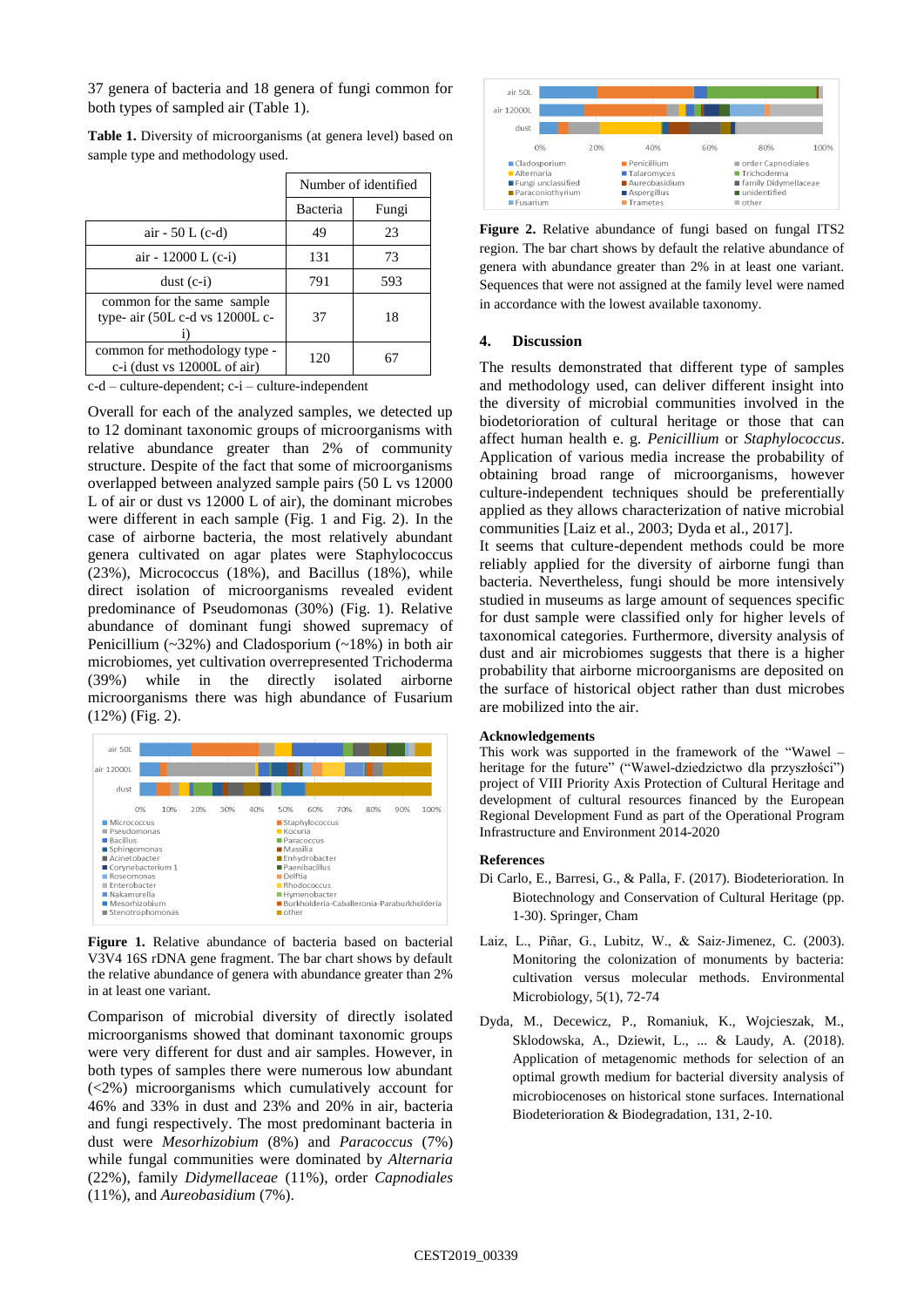37 genera of bacteria and 18 genera of fungi common for both types of sampled air (Table 1).

**Table 1.** Diversity of microorganisms (at genera level) based on sample type and methodology used.

| | Number of identified | |
|---|---|---|
| | Bacteria | Fungi |
| air - 50 L (c-d) | 49 | 23 |
| air - 12000 L (c-i) | 131 | 73 |
| dust (c-i) | 791 | 593 |
| common for the same sample type- air (50L c-d vs 12000L c-i) | 37 | 18 |
| common for methodology type - c-i (dust vs 12000L of air) | 120 | 67 |

c-d – culture-dependent; c-i – culture-independent

Overall for each of the analyzed samples, we detected up to 12 dominant taxonomic groups of microorganisms with relative abundance greater than 2% of community structure. Despite of the fact that some of microorganisms overlapped between analyzed sample pairs (50 L vs 12000 L of air or dust vs 12000 L of air), the dominant microbes were different in each sample (Fig. 1 and Fig. 2). In the case of airborne bacteria, the most relatively abundant genera cultivated on agar plates were Staphylococcus (23%), Micrococcus (18%), and Bacillus (18%), while direct isolation of microorganisms revealed evident predominance of Pseudomonas (30%) (Fig. 1). Relative abundance of dominant fungi showed supremacy of Penicillium (~32%) and Cladosporium (~18%) in both air microbiomes, yet cultivation overrepresented Trichoderma (39%) while in the directly isolated airborne microorganisms there was high abundance of Fusarium (12%) (Fig. 2).

air 50L
air 12000L
dust
0% 10% 20% 30% 40% 50% 60% 70% 80% 90% 100%
Micrococcus
Pseudomonas
Bacillus
Sphingomonas
Acinetobacter
Corynebacterium 1
Roseomonas
Enterobacter
Nakamurella
Mesorhizobium
Stenotrophomonas
Staphylococcus
Kocuria
Paracoccus
Massilia
Enhydrobacter
Paenibacillus
Delftia
Rhodococcus
Hymenobacter
Burkholderia-Caballeronia-Paraburkholderia
other

**Figure 1.** Relative abundance of bacteria based on bacterial V3V4 16S rDNA gene fragment. The bar chart shows by default the relative abundance of genera with abundance greater than 2% in at least one variant.

Comparison of microbial diversity of directly isolated microorganisms showed that dominant taxonomic groups were very different for dust and air samples. However, in both types of samples there were numerous low abundant (<2%) microorganisms which cumulatively account for 46% and 33% in dust and 23% and 20% in air, bacteria and fungi respectively. The most predominant bacteria in dust were *Mesorhizobium* (8%) and *Paracoccus* (7%) while fungal communities were dominated by *Alternaria* (22%), family *Didymellaceae* (11%), order *Capnodiales* (11%), and *Aureobasidium* (7%).

air 50L
air 12000L
dust
0% 20% 40% 60% 80% 100%
Cladosporium
Alternaria
Fungi unclassified
Paraconiothyrium
Fusarium
Penicillium
Talaromyces
Aureobasidium
Aspergillus
Trametes
order Capnodiales
Trichoderma
family Didymellaceae
unidentified
other

**Figure 2.** Relative abundance of fungi based on fungal ITS2 region. The bar chart shows by default the relative abundance of genera with abundance greater than 2% in at least one variant. Sequences that were not assigned at the family level were named in accordance with the lowest available taxonomy.

## 4. Discussion

The results demonstrated that different type of samples and methodology used, can deliver different insight into the diversity of microbial communities involved in the biodeterioration of cultural heritage or those that can affect human health e. g. *Penicillium* or *Staphylococcus*. Application of various media increase the probability of obtaining broad range of microorganisms, however culture-independent techniques should be preferentially applied as they allows characterization of native microbial communities [Laiz et al., 2003; Dyda et al., 2017].

It seems that culture-dependent methods could be more reliably applied for the diversity of airborne fungi than bacteria. Nevertheless, fungi should be more intensively studied in museums as large amount of sequences specific for dust sample were classified only for higher levels of taxonomical categories. Furthermore, diversity analysis of dust and air microbiomes suggests that there is a higher probability that airborne microorganisms are deposited on the surface of historical object rather than dust microbes are mobilized into the air.

### Acknowledgements

This work was supported in the framework of the "Wawel – heritage for the future" ("Wawel-dziedzictwo dla przyszłości") project of VIII Priority Axis Protection of Cultural Heritage and development of cultural resources financed by the European Regional Development Fund as part of the Operational Program Infrastructure and Environment 2014-2020

### References

Di Carlo, E., Barresi, G., & Palla, F. (2017). Biodeterioration. In Biotechnology and Conservation of Cultural Heritage (pp. 1-30). Springer, Cham

Laiz, L., Piñar, G., Lubitz, W., & Saiz-Jimenez, C. (2003). Monitoring the colonization of monuments by bacteria: cultivation versus molecular methods. Environmental Microbiology, 5(1), 72-74

Dyda, M., Decewicz, P., Romaniuk, K., Wojcieszak, M., Sklodowska, A., Dziewit, L., ... & Laudy, A. (2018). Application of metagenomic methods for selection of an optimal growth medium for bacterial diversity analysis of microbiocenoses on historical stone surfaces. International Biodeterioration & Biodegradation, 131, 2-10.